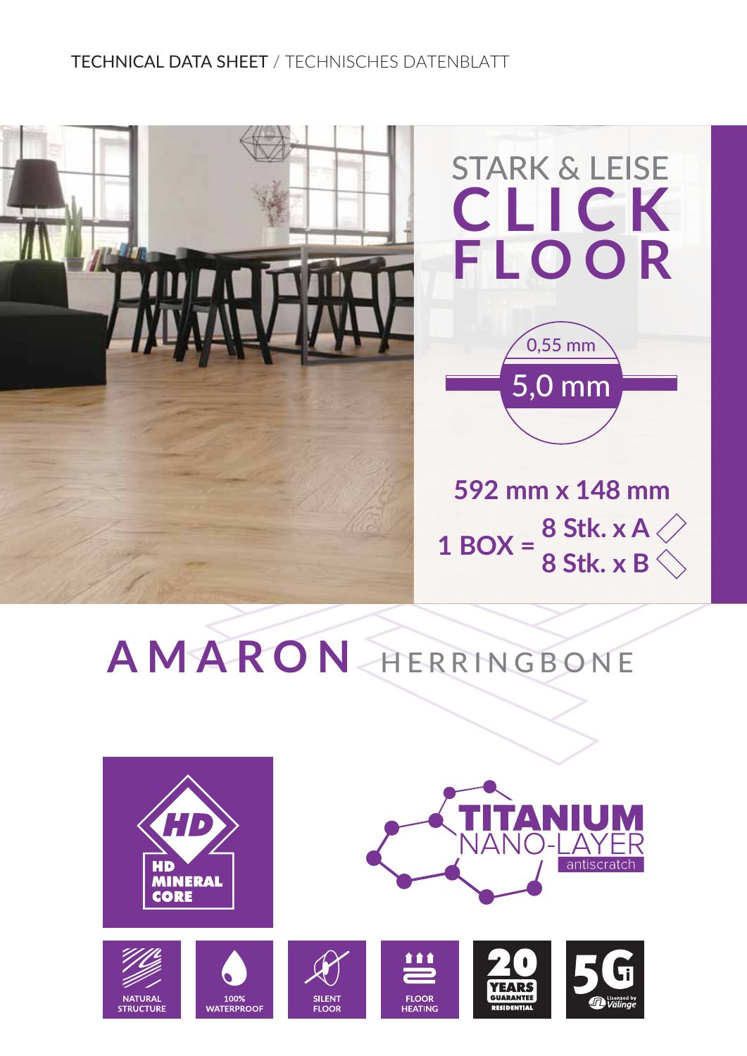TECHNICAL DATA SHEET / TECHNISCHES DATENBLATT

# STARK & LEISE CLICK FLOOR

0,55 mm

5,0 mm

**592 mm x 148 mm**

**1 BOX = 8 Stk. x A, 8 Stk. x B**

# AMARON HERRINGBONE

HD MINERAL CORE

TITANIUM NANO-LAYER antiscratch

NATURAL STRUCTURE

100% WATERPROOF

SILENT FLOOR

FLOOR HEATING

20 YEARS GUARANTEE RESIDENTIAL

5Gi Licensed by Välinge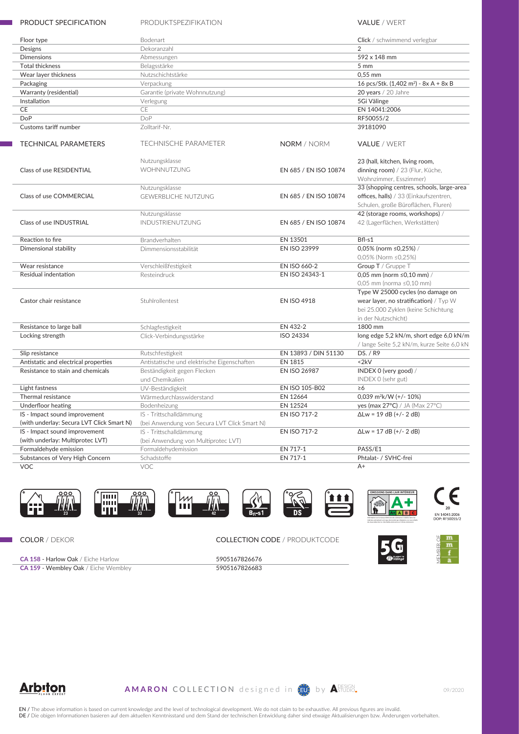## PRODUCT SPECIFICATION

| PRODUCT SPECIFICATION | PRODUKTSPEZIFIKATION | VALUE / WERT |
|---|---|---|
| Floor type | Bodenart | Click / schwimmend verlegbar |
| Designs | Dekoranzahl | 2 |
| Dimensions | Abmessungen | 592 x 148 mm |
| Total thickness | Belagsstärke | 5 mm |
| Wear layer thickness | Nutzschichtstärke | 0,55 mm |
| Packaging | Verpackung | 16 pcs/Stk. (1,402 m²) - 8x A + 8x B |
| Warranty (residential) | Garantie (private Wohnnutzung) | 20 years / 20 Jahre |
| Installation | Verlegung | 5Gi Välinge |
| CE | CE | EN 14041:2006 |
| DoP | DoP | RF50055/2 |
| Customs tariff number | Zolltarif-Nr. | 39181090 |

## TECHNICAL PARAMETERS

| TECHNICAL PARAMETERS | TECHNISCHE PARAMETER | NORM / NORM | VALUE / WERT |
|---|---|---|---|
| Class of use RESIDENTIAL | Nutzungsklasse WOHNNUTZUNG | EN 685 / EN ISO 10874 | 23 (hall, kitchen, living room, dinning room) / 23 (Flur, Küche, Wohnzimmer, Esszimmer) |
| Class of use COMMERCIAL | Nutzungsklasse GEWERBLICHE NUTZUNG | EN 685 / EN ISO 10874 | 33 (shopping centres, schools, large-area offices, halls) / 33 (Einkaufszentren, Schulen, große Büroflächen, Fluren) |
| Class of use INDUSTRIAL | Nutzungsklasse INDUSTRIENUTZUNG | EN 685 / EN ISO 10874 | 42 (storage rooms, workshops) / 42 (Lagerflächen, Werkstätten) |
| Reaction to fire | Brandverhalten | EN 13501 | Bfl-s1 |
| Dimensional stability | Dimmensionsstabilität | EN ISO 23999 | 0,05% (norm ≤0,25%) / 0,05% (Norm ≤0,25%) |
| Wear resistance | Verschleißfestigkeit | EN ISO 660-2 | Group T / Gruppe T |
| Residual indentation | Resteindruck | EN ISO 24343-1 | 0,05 mm (norm ≤0,10 mm) / 0,05 mm (norma ≤0,10 mm) |
| Castor chair resistance | Stuhlrollentest | EN ISO 4918 | Type W 25000 cycles (no damage on wear layer, no stratification) / Typ W bei 25.000 Zyklen (keine Schichtung in der Nutzschicht) |
| Resistance to large ball | Schlagfestigkeit | EN 432-2 | 1800 mm |
| Locking strength | Click-Verbindungsstärke | ISO 24334 | long edge 5,2 kN/m, short edge 6,0 kN/m / lange Seite 5,2 kN/m, kurze Seite 6,0 kN |
| Slip resistance | Rutschfestigkeit | EN 13893 / DIN 51130 | DS. / R9 |
| Antistatic and electrical properties | Antistatische und elektrische Eigenschaften | EN 1815 | <2kV |
| Resistance to stain and chemicals | Beständigkeit gegen Flecken und Chemikalien | EN ISO 26987 | INDEX 0 (very good) / INDEX 0 (sehr gut) |
| Light fastness | UV-Beständigkeit | EN ISO 105-B02 | ≥6 |
| Thermal resistance | Wärmedurchlasswiderstand | EN 12664 | 0,039 m²k/W (+/- 10%) |
| Underfloor heating | Bodenheizung | EN 12524 | yes (max 27°C) / JA (Max 27°C) |
| IS - Impact sound improvement (with underlay: Secura LVT Click Smart N) | IS - Trittschalldämmung (bei Anwendung von Secura LVT Click Smart N) | EN ISO 717-2 | ΔLw = 19 dB (+/- 2 dB) |
| IS - Impact sound improvement (with underlay: Multiprotec LVT) | IS - Trittschalldämmung (bei Anwendung von Multiprotec LVT) | EN ISO 717-2 | ΔLw = 17 dB (+/- 2 dB) |
| Formaldehyde emission | Formaldehydemission | EN 717-1 | PASS/E1 |
| Substances of Very High Concern | Schadstoffe | EN 717-1 | Phtalat- / SVHC-frei |
| VOC | VOC | | A+ |

23 33 42 Bfl-s1 DS

EMISSIONS DANS L'AIR INTÉRIEUR A+

CE 20 EN 14041:2006 DOP: RF50055/2

## COLOR / DEKOR

| COLOR / DEKOR | COLLECTION CODE / PRODUKTCODE |
|---|---|
| CA 158 - Harlow Oak / Eiche Harlow | 5905167826676 |
| CA 159 - Wembley Oak / Eiche Wembley | 5905167826683 |

5G Välinge

MEMBER OF mmfa

Arbiton FLOOR EXPERT

AMARON COLLECTION designed in EU by A DESIGN STUDIO

09/2020

EN / The above information is based on current knowledge and the level of technological development. We do not claim to be exhaustive. All previous figures are invalid.
DE / Die obigen Informationen basieren auf dem aktuellen Kenntnisstand und dem Stand der technischen Entwicklung daher sind etwaige Aktualisierungen bzw. Änderungen vorbehalten.